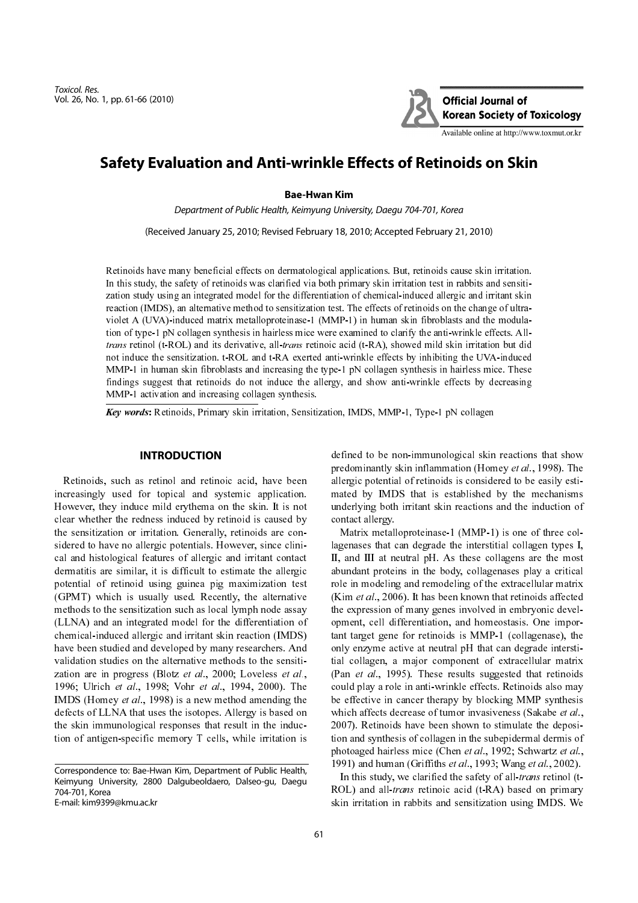# Safety Evaluation and Anti-wrinkle Effects of Retinoids on Skin

**Bae-Hwan Kim**

*Department of Public Health, Keimyung University, Daegu 704-701, Korea*

(Received January 25, 2010; Revised February 18, 2010; Accepted February 21, 2010)

Retinoids have many beneficial effects on dermatological applications. But, retinoids cause skin irritation. In this study, the safety of retinoids was clarified via both primary skin irritation test in rabbits and sensitization study using an integrated model for the differentiation of chemical-induced allergic and irritant skin reaction (IMDS), an alternative method to sensitization test. The effects of retinoids on the change of ultraviolet A (UVA)-induced matrix metalloproteinase-1 (MMP-1) in human skin fibroblasts and the modulation of type-1 pN collagen synthesis in hairless mice were examined to clarify the anti-wrinkle effects. All-*trans* retinol (t-ROL) and its derivative, all-*trans* retinoic acid (t-RA), showed mild skin irritation but did not induce the sensitization. t-ROL and t-RA exerted anti-wrinkle effects by inhibiting the UVA-induced MMP-1 in human skin fibroblasts and increasing the type-1 pN collagen synthesis in hairless mice. These findings suggest that retinoids do not induce the allergy, and show anti-wrinkle effects by decreasing MMP-1 activation and increasing collagen synthesis.

***Key words*:** Retinoids, Primary skin irritation, Sensitization, IMDS, MMP-1, Type-1 pN collagen

## INTRODUCTION

Retinoids, such as retinol and retinoic acid, have been increasingly used for topical and systemic application. However, they induce mild erythema on the skin. It is not clear whether the redness induced by retinoid is caused by the sensitization or irritation. Generally, retinoids are considered to have no allergic potentials. However, since clinical and histological features of allergic and irritant contact dermatitis are similar, it is difficult to estimate the allergic potential of retinoid using guinea pig maximization test (GPMT) which is usually used. Recently, the alternative methods to the sensitization such as local lymph node assay (LLNA) and an integrated model for the differentiation of chemical-induced allergic and irritant skin reaction (IMDS) have been studied and developed by many researchers. And validation studies on the alternative methods to the sensitization are in progress (Blotz *et al*., 2000; Loveless *et al.*, 1996; Ulrich *et al*., 1998; Vohr *et al*., 1994, 2000). The IMDS (Homey *et al*., 1998) is a new method amending the defects of LLNA that uses the isotopes. Allergy is based on the skin immunological responses that result in the induction of antigen-specific memory T cells, while irritation is defined to be non-immunological skin reactions that show predominantly skin inflammation (Homey *et al*., 1998). The allergic potential of retinoids is considered to be easily estimated by IMDS that is established by the mechanisms underlying both irritant skin reactions and the induction of contact allergy.

Matrix metalloproteinase-1 (MMP-1) is one of three collagenases that can degrade the interstitial collagen types I, II, and III at neutral pH. As these collagens are the most abundant proteins in the body, collagenases play a critical role in modeling and remodeling of the extracellular matrix (Kim *et al*., 2006). It has been known that retinoids affected the expression of many genes involved in embryonic development, cell differentiation, and homeostasis. One important target gene for retinoids is MMP-1 (collagenase), the only enzyme active at neutral pH that can degrade interstitial collagen, a major component of extracellular matrix (Pan *et al*., 1995). These results suggested that retinoids could play a role in anti-wrinkle effects. Retinoids also may be effective in cancer therapy by blocking MMP synthesis which affects decrease of tumor invasiveness (Sakabe *et al*., 2007). Retinoids have been shown to stimulate the deposition and synthesis of collagen in the subepidermal dermis of photoaged hairless mice (Chen *et al*., 1992; Schwartz *et al*., 1991) and human (Griffiths *et al*., 1993; Wang *et al*., 2002).

In this study, we clarified the safety of all-*trans* retinol (t-ROL) and all-*trans* retinoic acid (t-RA) based on primary skin irritation in rabbits and sensitization using IMDS. We

Correspondence to: Bae-Hwan Kim, Department of Public Health, Keimyung University, 2800 Dalgubeoldaero, Dalseo-gu, Daegu 704-701, Korea
E-mail: kim9399@kmu.ac.kr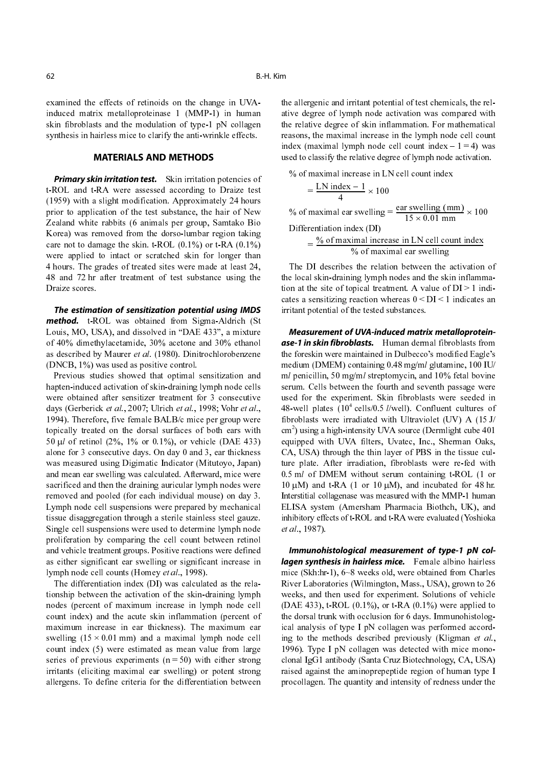examined the effects of retinoids on the change in UVA-induced matrix metalloproteinase 1 (MMP-1) in human skin fibroblasts and the modulation of type-1 pN collagen synthesis in hairless mice to clarify the anti-wrinkle effects.

## MATERIALS AND METHODS

***Primary skin irritation test.*** Skin irritation potencies of t-ROL and t-RA were assessed according to Draize test (1959) with a slight modification. Approximately 24 hours prior to application of the test substance, the hair of New Zealand white rabbits (6 animals per group, Samtako Bio Korea) was removed from the dorso-lumbar region taking care not to damage the skin. t-ROL (0.1%) or t-RA (0.1%) were applied to intact or scratched skin for longer than 4 hours. The grades of treated sites were made at least 24, 48 and 72 hr after treatment of test substance using the Draize scores.

***The estimation of sensitization potential using IMDS method.*** t-ROL was obtained from Sigma-Aldrich (St Louis, MO, USA), and dissolved in "DAE 433", a mixture of 40% dimethylacetamide, 30% acetone and 30% ethanol as described by Maurer *et al.* (1980). Dinitrochlorobenzene (DNCB, 1%) was used as positive control.

Previous studies showed that optimal sensitization and hapten-induced activation of skin-draining lymph node cells were obtained after sensitizer treatment for 3 consecutive days (Gerberick *et al.*, 2007; Ulrich *et al.*, 1998; Vohr *et al.*, 1994). Therefore, five female BALB/c mice per group were topically treated on the dorsal surfaces of both ears with 50 μl of retinol (2%, 1% or 0.1%), or vehicle (DAE 433) alone for 3 consecutive days. On day 0 and 3, ear thickness was measured using Digimatic Indicator (Mitutoyo, Japan) and mean ear swelling was calculated. Afterward, mice were sacrificed and then the draining auricular lymph nodes were removed and pooled (for each individual mouse) on day 3. Lymph node cell suspensions were prepared by mechanical tissue disaggregation through a sterile stainless steel gauze. Single cell suspensions were used to determine lymph node proliferation by comparing the cell count between retinol and vehicle treatment groups. Positive reactions were defined as either significant ear swelling or significant increase in lymph node cell counts (Homey *et al.*, 1998).

The differentiation index (DI) was calculated as the relationship between the activation of the skin-draining lymph nodes (percent of maximum increase in lymph node cell count index) and the acute skin inflammation (percent of maximum increase in ear thickness). The maximum ear swelling ($15 \times 0.01$ mm) and a maximal lymph node cell count index (5) were estimated as mean value from large series of previous experiments ($n = 50$) with either strong irritants (eliciting maximal ear swelling) or potent strong allergens. To define criteria for the differentiation between the allergenic and irritant potential of test chemicals, the relative degree of lymph node activation was compared with the relative degree of skin inflammation. For mathematical reasons, the maximal increase in the lymph node cell count index (maximal lymph node cell count index $- 1 = 4$) was used to classify the relative degree of lymph node activation.

$$\text{\% of maximal increase in LN cell count index} = \frac{\text{LN index} - 1}{4} \times 100$$

$$\text{\% of maximal ear swelling} = \frac{\text{ear swelling (mm)}}{15 \times 0.01 \text{ mm}} \times 100$$

$$\text{Differentiation index (DI)} = \frac{\text{\% of maximal increase in LN cell count index}}{\text{\% of maximal ear swelling}}$$

The DI describes the relation between the activation of the local skin-draining lymph nodes and the skin inflammation at the site of topical treatment. A value of $DI > 1$ indicates a sensitizing reaction whereas $0 < DI < 1$ indicates an irritant potential of the tested substances.

***Measurement of UVA-induced matrix metalloproteinase-1 in skin fibroblasts.*** Human dermal fibroblasts from the foreskin were maintained in Dulbecco's modified Eagle's medium (DMEM) containing 0.48 mg/ml glutamine, 100 IU/ml penicillin, 50 mg/ml streptomycin, and 10% fetal bovine serum. Cells between the fourth and seventh passage were used for the experiment. Skin fibroblasts were seeded in 48-well plates ($10^4$ cells/0.5 l/well). Confluent cultures of fibroblasts were irradiated with Ultraviolet (UV) A (15 J/cm$^2$) using a high-intensity UVA source (Dermlight cube 401 equipped with UVA filters, Uvatec, Inc., Sherman Oaks, CA, USA) through the thin layer of PBS in the tissue culture plate. After irradiation, fibroblasts were re-fed with 0.5 ml of DMEM without serum containing t-ROL (1 or 10 μM) and t-RA (1 or 10 μM), and incubated for 48 hr. Interstitial collagenase was measured with the MMP-1 human ELISA system (Amersham Pharmacia Biothch, UK), and inhibitory effects of t-ROL and t-RA were evaluated (Yoshioka *et al.*, 1987).

***Immunohistological measurement of type-1 pN collagen synthesis in hairless mice.*** Female albino hairless mice (Skh:hr-1), 6~8 weeks old, were obtained from Charles River Laboratories (Wilmington, Mass., USA), grown to 26 weeks, and then used for experiment. Solutions of vehicle (DAE 433), t-ROL (0.1%), or t-RA (0.1%) were applied to the dorsal trunk with occlusion for 6 days. Immunohistological analysis of type I pN collagen was performed according to the methods described previously (Kligman *et al.*, 1996). Type I pN collagen was detected with mice monoclonal IgG1 antibody (Santa Cruz Biotechnology, CA, USA) raised against the aminoprepeptide region of human type I procollagen. The quantity and intensity of redness under the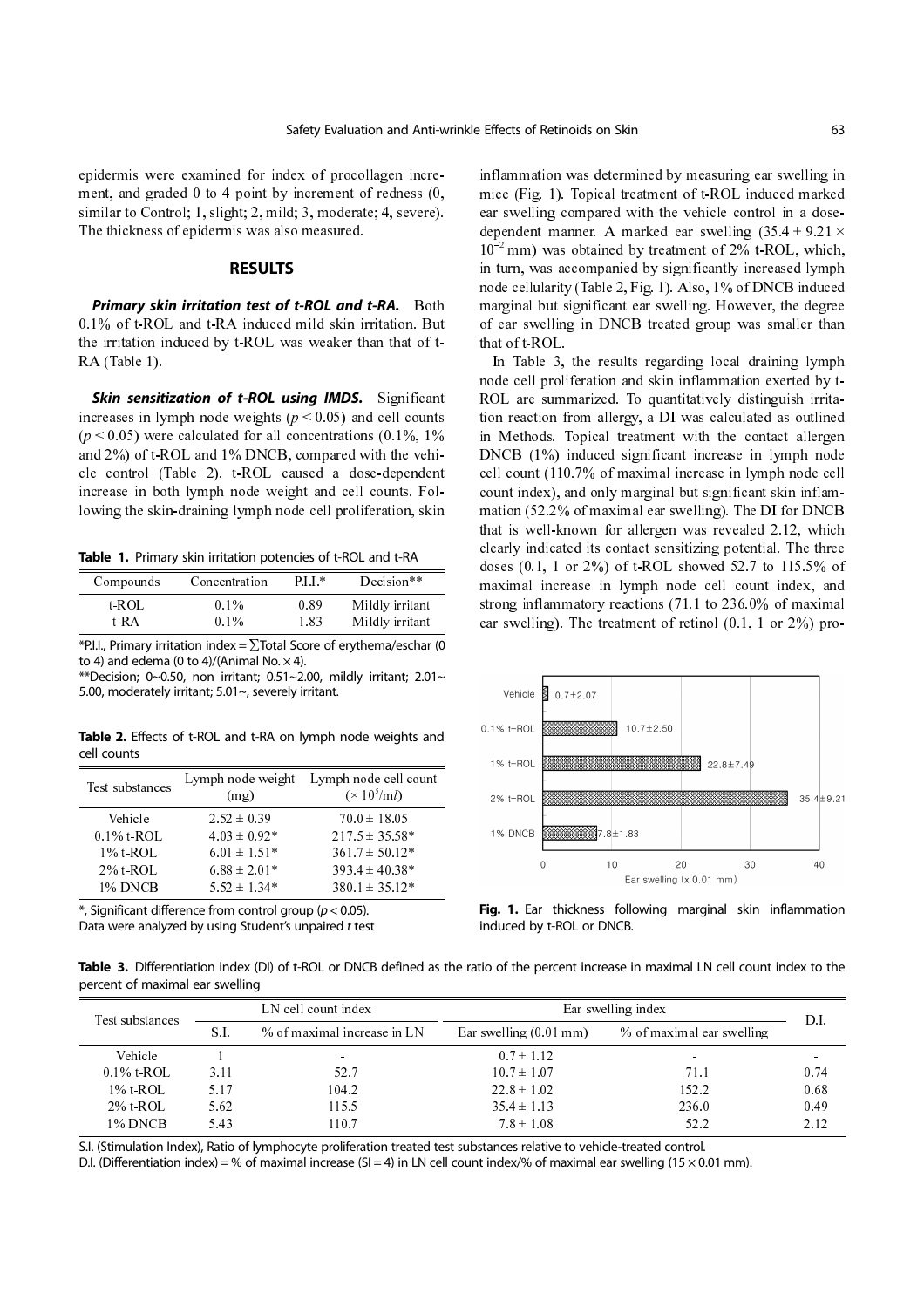epidermis were examined for index of procollagen increment, and graded 0 to 4 point by increment of redness (0, similar to Control; 1, slight; 2, mild; 3, moderate; 4, severe). The thickness of epidermis was also measured.

## RESULTS

***Primary skin irritation test of t-ROL and t-RA.*** Both 0.1% of t-ROL and t-RA induced mild skin irritation. But the irritation induced by t-ROL was weaker than that of t-RA (Table 1).

***Skin sensitization of t-ROL using IMDS.*** Significant increases in lymph node weights ($p < 0.05$) and cell counts ($p < 0.05$) were calculated for all concentrations (0.1%, 1% and 2%) of t-ROL and 1% DNCB, compared with the vehicle control (Table 2). t-ROL caused a dose-dependent increase in both lymph node weight and cell counts. Following the skin-draining lymph node cell proliferation, skin inflammation was determined by measuring ear swelling in mice (Fig. 1). Topical treatment of t-ROL induced marked ear swelling compared with the vehicle control in a dose-dependent manner. A marked ear swelling ($35.4 \pm 9.21 \times 10^{-2}$ mm) was obtained by treatment of 2% t-ROL, which, in turn, was accompanied by significantly increased lymph node cellularity (Table 2, Fig. 1). Also, 1% of DNCB induced marginal but significant ear swelling. However, the degree of ear swelling in DNCB treated group was smaller than that of t-ROL.

In Table 3, the results regarding local draining lymph node cell proliferation and skin inflammation exerted by t-ROL are summarized. To quantitatively distinguish irritation reaction from allergy, a DI was calculated as outlined in Methods. Topical treatment with the contact allergen DNCB (1%) induced significant increase in lymph node cell count (110.7% of maximal increase in lymph node cell count index), and only marginal but significant skin inflammation (52.2% of maximal ear swelling). The DI for DNCB that is well-known for allergen was revealed 2.12, which clearly indicated its contact sensitizing potential. The three doses (0.1, 1 or 2%) of t-ROL showed 52.7 to 115.5% of maximal increase in lymph node cell count index, and strong inflammatory reactions (71.1 to 236.0% of maximal ear swelling). The treatment of retinol (0.1, 1 or 2%) pro-

**Table 1.** Primary skin irritation potencies of t-ROL and t-RA

| Compounds | Concentration | P.I.I.* | Decision** |
|---|---|---|---|
| t-ROL | 0.1% | 0.89 | Mildly irritant |
| t-RA | 0.1% | 1.83 | Mildly irritant |

*P.I.I., Primary irritation index = ∑Total Score of erythema/eschar (0 to 4) and edema (0 to 4)/(Animal No. × 4).
**Decision; 0~0.50, non irritant; 0.51~2.00, mildly irritant; 2.01~5.00, moderately irritant; 5.01~, severely irritant.

**Table 2.** Effects of t-ROL and t-RA on lymph node weights and cell counts

| Test substances | Lymph node weight (mg) | Lymph node cell count ($\times 10^5$/ml) |
|---|---|---|
| Vehicle | 2.52 ± 0.39 | 70.0 ± 18.05 |
| 0.1% t-ROL | 4.03 ± 0.92* | 217.5 ± 35.58* |
| 1% t-ROL | 6.01 ± 1.51* | 361.7 ± 50.12* |
| 2% t-ROL | 6.88 ± 2.01* | 393.4 ± 40.38* |
| 1% DNCB | 5.52 ± 1.34* | 380.1 ± 35.12* |

*, Significant difference from control group ($p < 0.05$).
Data were analyzed by using Student's unpaired *t* test

| | Ear swelling (x 0.01 mm) |
|---|---|
| Vehicle | 0.7±2.07 |
| 0.1% t-ROL | 10.7±2.50 |
| 1% t-ROL | 22.8±7.49 |
| 2% t-ROL | 35.4±9.21 |
| 1% DNCB | 7.8±1.83 |

**Fig. 1.** Ear thickness following marginal skin inflammation induced by t-ROL or DNCB.

**Table 3.** Differentiation index (DI) of t-ROL or DNCB defined as the ratio of the percent increase in maximal LN cell count index to the percent of maximal ear swelling

| Test substances | LN cell count index | | Ear swelling index | | D.I. |
|---|---|---|---|---|---|
| | S.I. | % of maximal increase in LN | Ear swelling (0.01 mm) | % of maximal ear swelling | |
| Vehicle | 1 | - | 0.7 ± 1.12 | - | - |
| 0.1% t-ROL | 3.11 | 52.7 | 10.7 ± 1.07 | 71.1 | 0.74 |
| 1% t-ROL | 5.17 | 104.2 | 22.8 ± 1.02 | 152.2 | 0.68 |
| 2% t-ROL | 5.62 | 115.5 | 35.4 ± 1.13 | 236.0 | 0.49 |
| 1% DNCB | 5.43 | 110.7 | 7.8 ± 1.08 | 52.2 | 2.12 |

S.I. (Stimulation Index), Ratio of lymphocyte proliferation treated test substances relative to vehicle-treated control.
D.I. (Differentiation index) = % of maximal increase (SI = 4) in LN cell count index/% of maximal ear swelling (15 × 0.01 mm).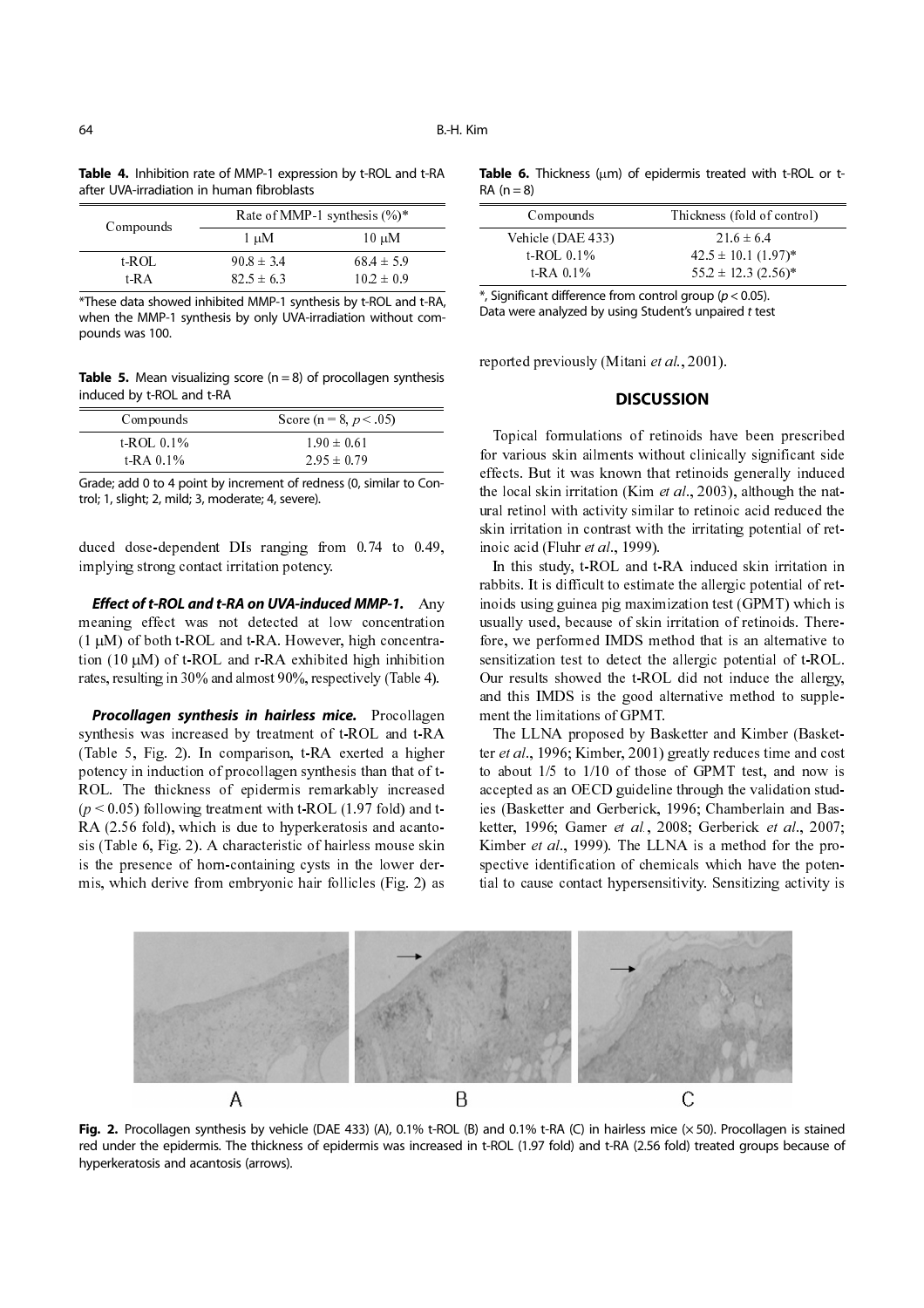**Table 4.** Inhibition rate of MMP-1 expression by t-ROL and t-RA after UVA-irradiation in human fibroblasts

| Compounds | Rate of MMP-1 synthesis (%)* | |
|---|---|---|
| | 1 μM | 10 μM |
| t-ROL | 90.8 ± 3.4 | 68.4 ± 5.9 |
| t-RA | 82.5 ± 6.3 | 10.2 ± 0.9 |

*These data showed inhibited MMP-1 synthesis by t-ROL and t-RA, when the MMP-1 synthesis by only UVA-irradiation without compounds was 100.

**Table 5.** Mean visualizing score (n = 8) of procollagen synthesis induced by t-ROL and t-RA

| Compounds | Score (n = 8, $p < .05$) |
|---|---|
| t-ROL 0.1% | 1.90 ± 0.61 |
| t-RA 0.1% | 2.95 ± 0.79 |

Grade; add 0 to 4 point by increment of redness (0, similar to Control; 1, slight; 2, mild; 3, moderate; 4, severe).

duced dose-dependent DIs ranging from 0.74 to 0.49, implying strong contact irritation potency.

***Effect of t-ROL and t-RA on UVA-induced MMP-1.*** Any meaning effect was not detected at low concentration (1 μM) of both t-ROL and t-RA. However, high concentration (10 μM) of t-ROL and r-RA exhibited high inhibition rates, resulting in 30% and almost 90%, respectively (Table 4).

***Procollagen synthesis in hairless mice.*** Procollagen synthesis was increased by treatment of t-ROL and t-RA (Table 5, Fig. 2). In comparison, t-RA exerted a higher potency in induction of procollagen synthesis than that of t-ROL. The thickness of epidermis remarkably increased ($p < 0.05$) following treatment with t-ROL (1.97 fold) and t-RA (2.56 fold), which is due to hyperkeratosis and acantosis (Table 6, Fig. 2). A characteristic of hairless mouse skin is the presence of horn-containing cysts in the lower dermis, which derive from embryonic hair follicles (Fig. 2) as reported previously (Mitani *et al.*, 2001).

**Table 6.** Thickness (μm) of epidermis treated with t-ROL or t-RA (n = 8)

| Compounds | Thickness (fold of control) |
|---|---|
| Vehicle (DAE 433) | 21.6 ± 6.4 |
| t-ROL 0.1% | 42.5 ± 10.1 (1.97)* |
| t-RA 0.1% | 55.2 ± 12.3 (2.56)* |

*, Significant difference from control group ($p < 0.05$).
Data were analyzed by using Student's unpaired *t* test

## DISCUSSION

Topical formulations of retinoids have been prescribed for various skin ailments without clinically significant side effects. But it was known that retinoids generally induced the local skin irritation (Kim *et al.*, 2003), although the natural retinol with activity similar to retinoic acid reduced the skin irritation in contrast with the irritating potential of retinoic acid (Fluhr *et al.*, 1999).

In this study, t-ROL and t-RA induced skin irritation in rabbits. It is difficult to estimate the allergic potential of retinoids using guinea pig maximization test (GPMT) which is usually used, because of skin irritation of retinoids. Therefore, we performed IMDS method that is an alternative to sensitization test to detect the allergic potential of t-ROL. Our results showed the t-ROL did not induce the allergy, and this IMDS is the good alternative method to supplement the limitations of GPMT.

The LLNA proposed by Basketter and Kimber (Basketter *et al.*, 1996; Kimber, 2001) greatly reduces time and cost to about 1/5 to 1/10 of those of GPMT test, and now is accepted as an OECD guideline through the validation studies (Basketter and Gerberick, 1996; Chamberlain and Basketter, 1996; Gamer *et al.*, 2008; Gerberick *et al.*, 2007; Kimber *et al.*, 1999). The LLNA is a method for the prospective identification of chemicals which have the potential to cause contact hypersensitivity. Sensitizing activity is

**Fig. 2.** Procollagen synthesis by vehicle (DAE 433) (A), 0.1% t-ROL (B) and 0.1% t-RA (C) in hairless mice (× 50). Procollagen is stained red under the epidermis. The thickness of epidermis was increased in t-ROL (1.97 fold) and t-RA (2.56 fold) treated groups because of hyperkeratosis and acantosis (arrows).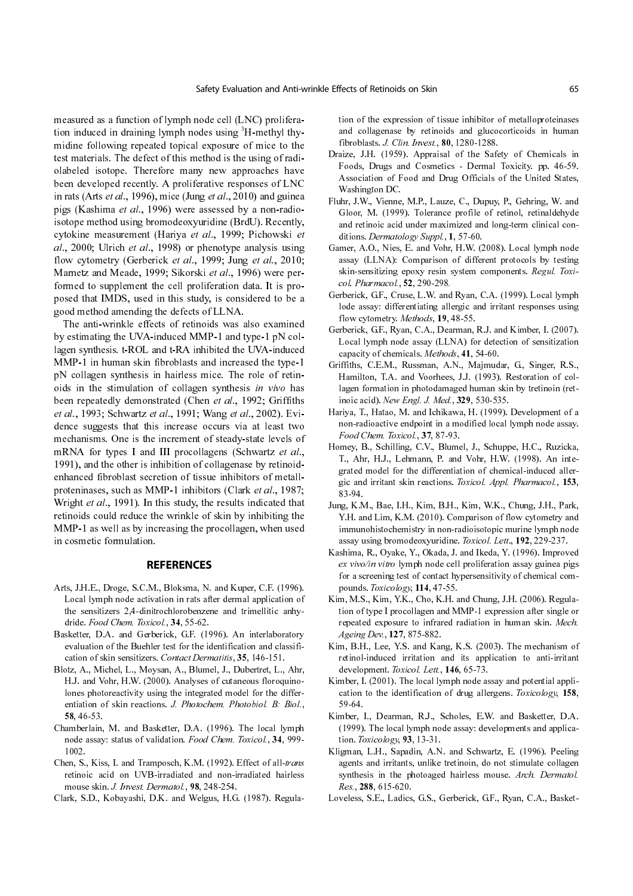measured as a function of lymph node cell (LNC) proliferation induced in draining lymph nodes using $^{3}$H-methyl thymidine following repeated topical exposure of mice to the test materials. The defect of this method is the using of radiolabeled isotope. Therefore many new approaches have been developed recently. A proliferative responses of LNC in rats (Arts *et al*., 1996), mice (Jung *et al*., 2010) and guinea pigs (Kashima *et al*., 1996) were assessed by a non-radioisotope method using bromodeoxyuridine (BrdU). Recently, cytokine measurement (Hariya *et al*., 1999; Pichowski *et al*., 2000; Ulrich *et al*., 1998) or phenotype analysis using flow cytometry (Gerberick *et al*., 1999; Jung *et al*., 2010; Marnetz and Meade, 1999; Sikorski *et al*., 1996) were performed to supplement the cell proliferation data. It is proposed that IMDS, used in this study, is considered to be a good method amending the defects of LLNA.

The anti-wrinkle effects of retinoids was also examined by estimating the UVA-induced MMP-1 and type-1 pN collagen synthesis. t-ROL and t-RA inhibited the UVA-induced MMP-1 in human skin fibroblasts and increased the type-1 pN collagen synthesis in hairless mice. The role of retinoids in the stimulation of collagen synthesis *in vivo* has been repeatedly demonstrated (Chen *et al*., 1992; Griffiths *et al*., 1993; Schwartz *et al*., 1991; Wang *et al*., 2002). Evidence suggests that this increase occurs via at least two mechanisms. One is the increment of steady-state levels of mRNA for types I and III procollagens (Schwartz *et al*., 1991), and the other is inhibition of collagenase by retinoid-enhanced fibroblast secretion of tissue inhibitors of metallproteinases, such as MMP-1 inhibitors (Clark *et al*., 1987; Wright *et al*., 1991). In this study, the results indicated that retinoids could reduce the wrinkle of skin by inhibiting the MMP-1 as well as by increasing the procollagen, when used in cosmetic formulation.

## REFERENCES

Arts, J.H.E., Droge, S.C.M., Bloksma, N. and Kuper, C.F. (1996). Local lymph node activation in rats after dermal application of the sensitizers 2,4-dinitrochlorobenzene and trimellitic anhydride. *Food Chem. Toxicol.*, **34**, 55-62.

Basketter, D.A. and Gerberick, G.F. (1996). An interlaboratory evaluation of the Buehler test for the identification and classification of skin sensitizers. *Contact Dermatitis*, **35**, 146-151.

Blotz, A., Michel, L., Moysan, A., Blumel, J., Dubertret, L., Ahr, H.J. and Vohr, H.W. (2000). Analyses of cutaneous floroquinolones photoreactivity using the integrated model for the differentiation of skin reactions. *J. Photochem. Photobiol. B: Biol.*, **58**, 46-53.

Chamberlain, M. and Basketter, D.A. (1996). The local lymph node assay: status of validation. *Food Chem. Toxicol.*, **34**, 999-1002.

Chen, S., Kiss, I. and Tramposch, K.M. (1992). Effect of all-*trans* retinoic acid on UVB-irradiated and non-irradiated hairless mouse skin. *J. Invest. Dermatol.*, **98**, 248-254.

Clark, S.D., Kobayashi, D.K. and Welgus, H.G. (1987). Regulation of the expression of tissue inhibitor of metalloproteinases and collagenase by retinoids and glucocorticoids in human fibroblasts. *J. Clin. Invest.*, **80**, 1280-1288.

Draize, J.H. (1959). Appraisal of the Safety of Chemicals in Foods, Drugs and Cosmetics - Dermal Toxicity. pp. 46-59. Association of Food and Drug Officials of the United States, Washington DC.

Fluhr, J.W., Vienne, M.P., Lauze, C., Dupuy, P., Gehring, W. and Gloor, M. (1999). Tolerance profile of retinol, retinaldehyde and retinoic acid under maximized and long-term clinical conditions. *Dermatology Suppl.*, **1**, 57-60.

Gamer, A.O., Nies, E. and Vohr, H.W. (2008). Local lymph node assay (LLNA): Comparison of different protocols by testing skin-sensitizing epoxy resin system components. *Regul. Toxicol. Pharmacol.*, **52**, 290-298.

Gerberick, G.F., Cruse, L.W. and Ryan, C.A. (1999). Local lymph lode assay: differentiating allergic and irritant responses using flow cytometry. *Methods*, **19**, 48-55.

Gerberick, G.F., Ryan, C.A., Dearman, R.J. and Kimber, I. (2007). Local lymph node assay (LLNA) for detection of sensitization capacity of chemicals. *Methods*, **41**, 54-60.

Griffiths, C.E.M., Russman, A.N., Majmudar, G., Singer, R.S., Hamilton, T.A. and Voorhees, J.J. (1993). Restoration of collagen formation in photodamaged human skin by tretinoin (retinoic acid). *New Engl. J. Med.*, **329**, 530-535.

Hariya, T., Hatao, M. and Ichikawa, H. (1999). Development of a non-radioactive endpoint in a modified local lymph node assay. *Food Chem. Toxicol.*, **37**, 87-93.

Homey, B., Schilling, C.V., Blumel, J., Schuppe, H.C., Ruzicka, T., Ahr, H.J., Lehmann, P. and Vohr, H.W. (1998). An integrated model for the differentiation of chemical-induced allergic and irritant skin reactions. *Toxicol. Appl. Pharmacol.*, **153**, 83-94.

Jung, K.M., Bae, I.H., Kim, B.H., Kim, W.K., Chung, J.H., Park, Y.H. and Lim, K.M. (2010). Comparison of flow cytometry and immunohistochemistry in non-radioisotopic murine lymph node assay using bromodeoxyuridine. *Toxicol. Lett.*, **192**, 229-237.

Kashima, R., Oyake, Y., Okada, J. and Ikeda, Y. (1996). Improved *ex vivo/in vitro* lymph node cell proliferation assay guinea pigs for a screening test of contact hypersensitivity of chemical compounds. *Toxicology*, **114**, 47-55.

Kim, M.S., Kim, Y.K., Cho, K.H. and Chung, J.H. (2006). Regulation of type I procollagen and MMP-1 expression after single or repeated exposure to infrared radiation in human skin. *Mech. Ageing Dev.*, **127**, 875-882.

Kim, B.H., Lee, Y.S. and Kang, K.S. (2003). The mechanism of retinol-induced irritation and its application to anti-irritant development. *Toxicol. Lett.*, **146**, 65-73.

Kimber, I. (2001). The local lymph node assay and potential application to the identification of drug allergens. *Toxicology*, **158**, 59-64.

Kimber, I., Dearman, R.J., Scholes, E.W. and Basketter, D.A. (1999). The local lymph node assay: developments and application. *Toxicology*, **93**, 13-31.

Kligman, L.H., Sapadin, A.N. and Schwartz, E. (1996). Peeling agents and irritants, unlike tretinoin, do not stimulate collagen synthesis in the photoaged hairless mouse. *Arch. Dermatol. Res.*, **288**, 615-620.

Loveless, S.E., Ladics, G.S., Gerberick, G.F., Ryan, C.A., Basket-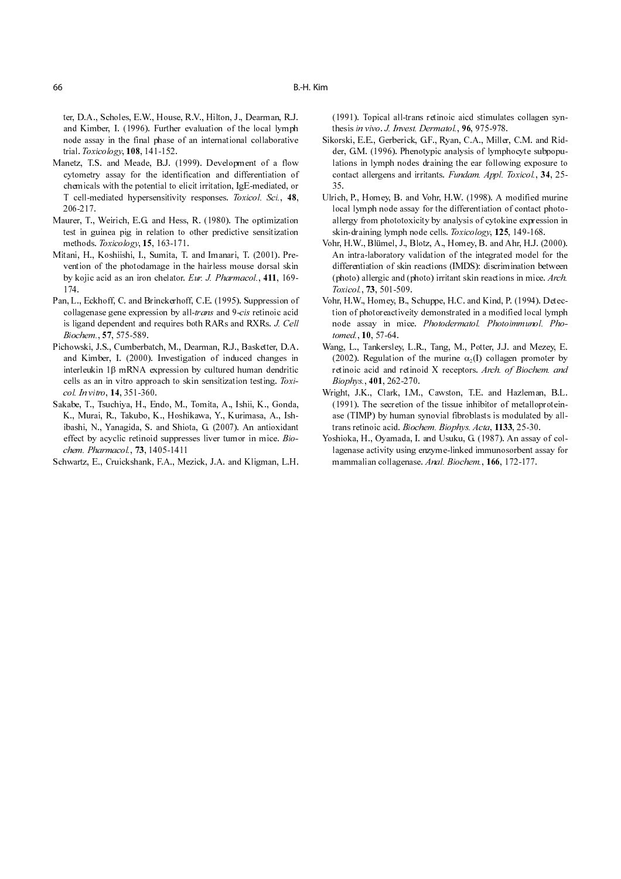ter, D.A., Scholes, E.W., House, R.V., Hilton, J., Dearman, R.J. and Kimber, I. (1996). Further evaluation of the local lymph node assay in the final phase of an international collaborative trial. *Toxicology*, **108**, 141-152.

Manetz, T.S. and Meade, B.J. (1999). Development of a flow cytometry assay for the identification and differentiation of chemicals with the potential to elicit irritation, IgE-mediated, or T cell-mediated hypersensitivity responses. *Toxicol. Sci.*, **48**, 206-217.

Maurer, T., Weirich, E.G. and Hess, R. (1980). The optimization test in guinea pig in relation to other predictive sensitization methods. *Toxicology*, **15**, 163-171.

Mitani, H., Koshiishi, I., Sumita, T. and Imanari, T. (2001). Prevention of the photodamage in the hairless mouse dorsal skin by kojic acid as an iron chelator. *Eur. J. Pharmacol.*, **411**, 169-174.

Pan, L., Eckhoff, C. and Brinckerhoff, C.E. (1995). Suppression of collagenase gene expression by all-*trans* and 9-*cis* retinoic acid is ligand dependent and requires both RARs and RXRs. *J. Cell Biochem.*, **57**, 575-589.

Pichowski, J.S., Cumberbatch, M., Dearman, R.J., Basketter, D.A. and Kimber, I. (2000). Investigation of induced changes in interleukin 1β mRNA expression by cultured human dendritic cells as an in vitro approach to skin sensitization testing. *Toxicol. In vitro*, **14**, 351-360.

Sakabe, T., Tsuchiya, H., Endo, M., Tomita, A., Ishii, K., Gonda, K., Murai, R., Takubo, K., Hoshikawa, Y., Kurimasa, A., Ishibashi, N., Yanagida, S. and Shiota, G. (2007). An antioxidant effect by acyclic retinoid suppresses liver tumor in mice. *Biochem. Pharmacol.*, **73**, 1405-1411

Schwartz, E., Cruickshank, F.A., Mezick, J.A. and Kligman, L.H. (1991). Topical all-trans retinoic aicd stimulates collagen synthesis *in vivo*. *J. Invest. Dermatol.*, **96**, 975-978.

Sikorski, E.E., Gerberick, G.F., Ryan, C.A., Miller, C.M. and Ridder, G.M. (1996). Phenotypic analysis of lymphocyte subpopulations in lymph nodes draining the ear following exposure to contact allergens and irritants. *Fundam. Appl. Toxicol.*, **34**, 25-35.

Ulrich, P., Homey, B. and Vohr, H.W. (1998). A modified murine local lymph node assay for the differentiation of contact photoallergy from phototoxicity by analysis of cytokine expression in skin-draining lymph node cells. *Toxicology*, **125**, 149-168.

Vohr, H.W., Blümel, J., Blotz, A., Homey, B. and Ahr, H.J. (2000). An intra-laboratory validation of the integrated model for the differentiation of skin reactions (IMDS): discrimination between (photo) allergic and (photo) irritant skin reactions in mice. *Arch. Toxicol.*, **73**, 501-509.

Vohr, H.W., Homey, B., Schuppe, H.C. and Kind, P. (1994). Detection of photoreactiveity demonstrated in a modified local lymph node assay in mice. *Photodermatol. Photoimmunol. Photomed.*, **10**, 57-64.

Wang, L., Tankersley, L.R., Tang, M., Potter, J.J. and Mezey, E. (2002). Regulation of the murine $\alpha_2$(I) collagen promoter by retinoic acid and retinoid X receptors. *Arch. of Biochem. and Biophys.*, **401**, 262-270.

Wright, J.K., Clark, I.M., Cawston, T.E. and Hazleman, B.L. (1991). The secretion of the tissue inhibitor of metalloproteinase (TIMP) by human synovial fibroblasts is modulated by all-trans retinoic acid. *Biochem. Biophys. Acta*, **1133**, 25-30.

Yoshioka, H., Oyamada, I. and Usuku, G. (1987). An assay of collagenase activity using enzyme-linked immunosorbent assay for mammalian collagenase. *Anal. Biochem.*, **166**, 172-177.